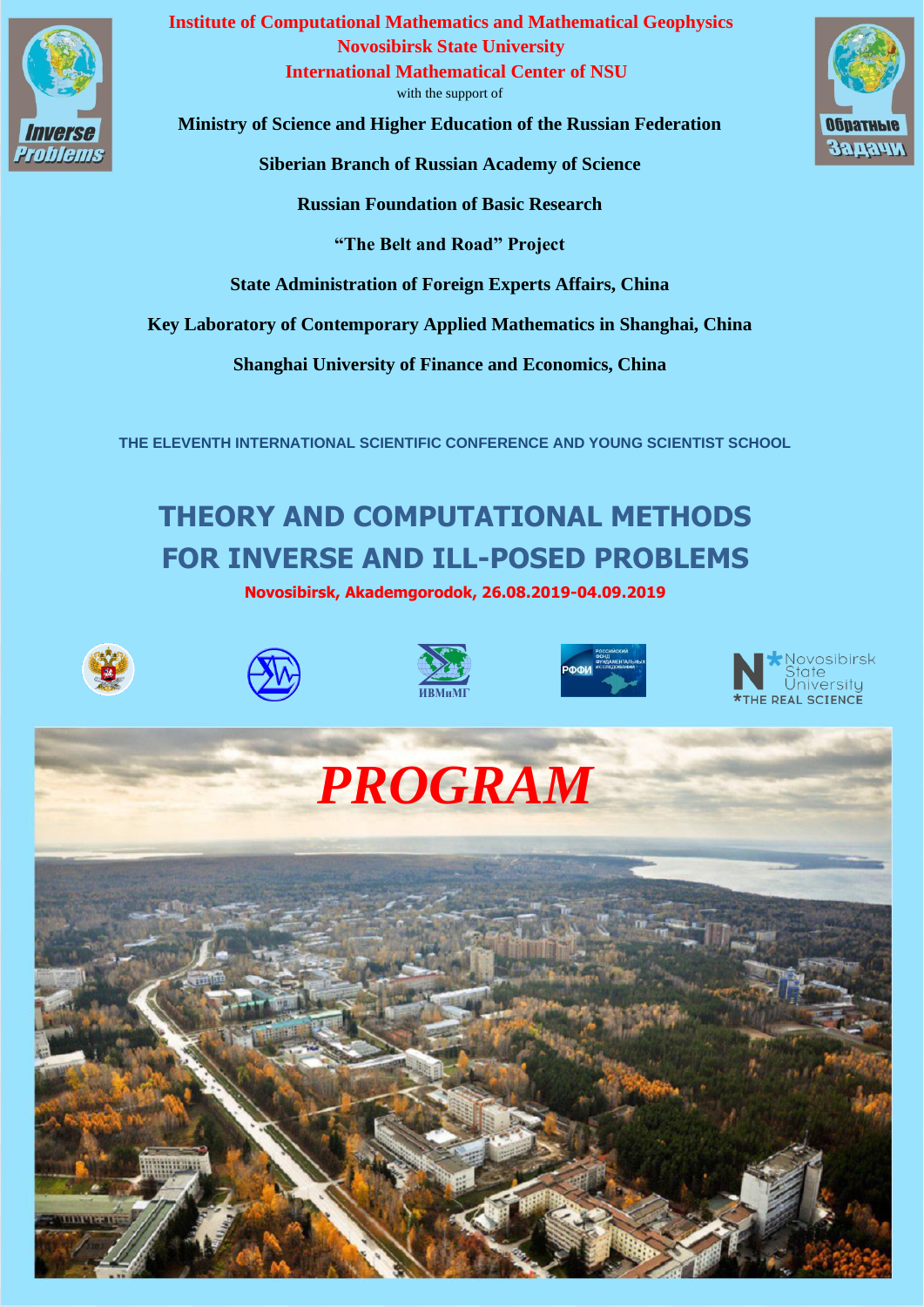**Institute of Computational Mathematics and Mathematical Geophysics**
**Novosibirsk State University**
**International Mathematical Center of NSU**

with the support of

**Ministry of Science and Higher Education of the Russian Federation**

**Siberian Branch of Russian Academy of Science**

**Russian Foundation of Basic Research**

**“The Belt and Road” Project**

**State Administration of Foreign Experts Affairs, China**

**Key Laboratory of Contemporary Applied Mathematics in Shanghai, China**

**Shanghai University of Finance and Economics, China**

THE ELEVENTH INTERNATIONAL SCIENTIFIC CONFERENCE AND YOUNG SCIENTIST SCHOOL

# THEORY AND COMPUTATIONAL METHODS FOR INVERSE AND ILL-POSED PROBLEMS

**Novosibirsk, Akademgorodok, 26.08.2019-04.09.2019**

# *PROGRAM*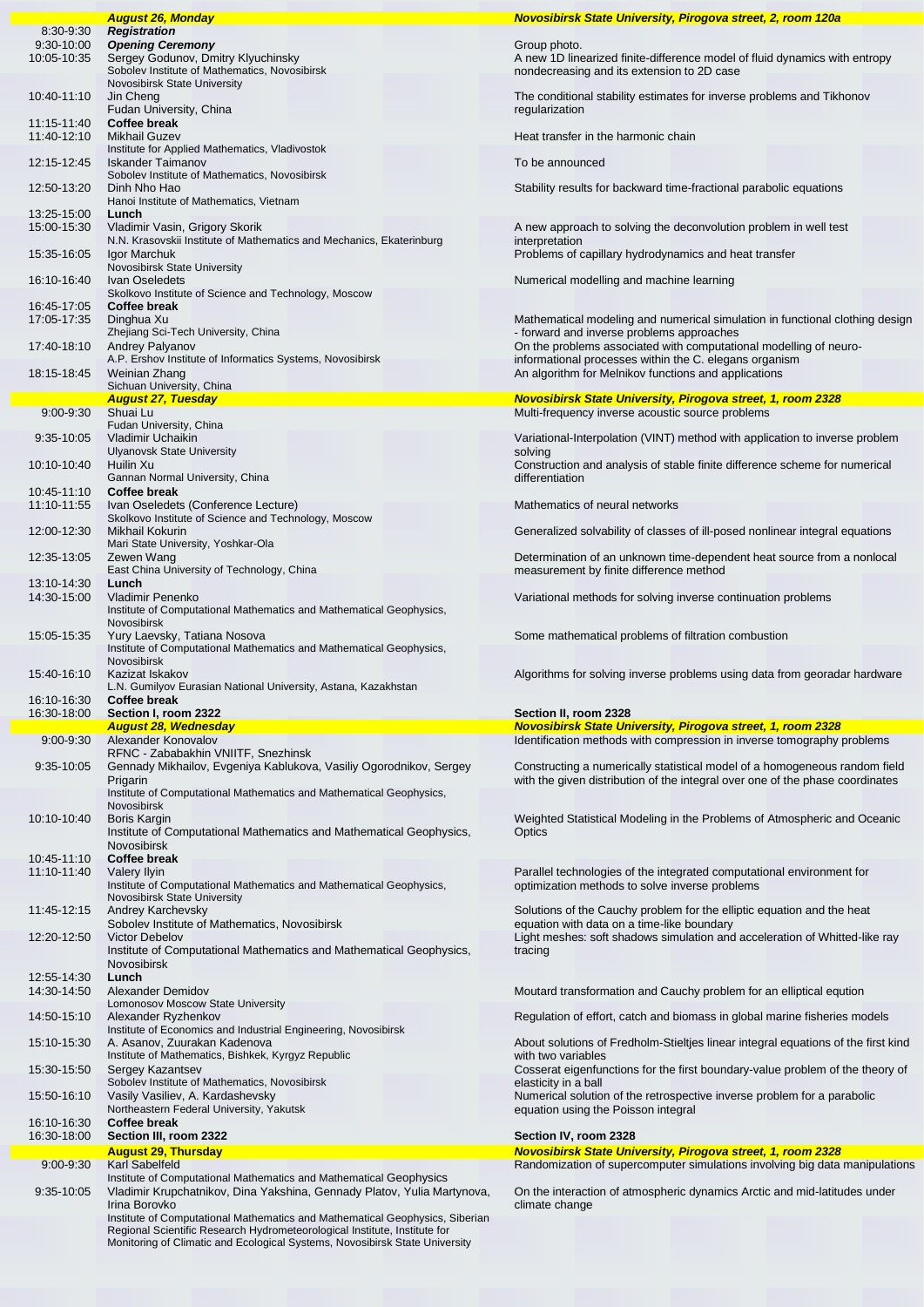| | ***August 26, Monday*** | ***Novosibirsk State University, Pirogova street, 2, room 120a*** |
|---|---|---|
| 8:30-9:30 | ***Registration*** | |
| 9:30-10:00 | ***Opening Ceremony*** | Group photo. |
| 10:05-10:35 | Sergey Godunov, Dmitry Klyuchinsky<br>Sobolev Institute of Mathematics, Novosibirsk<br>Novosibirsk State University | A new 1D linearized finite-difference model of fluid dynamics with entropy nondecreasing and its extension to 2D case |
| 10:40-11:10 | Jin Cheng<br>Fudan University, China | The conditional stability estimates for inverse problems and Tikhonov regularization |
| 11:15-11:40 | **Coffee break** | |
| 11:40-12:10 | Mikhail Guzev<br>Institute for Applied Mathematics, Vladivostok | Heat transfer in the harmonic chain |
| 12:15-12:45 | Iskander Taimanov<br>Sobolev Institute of Mathematics, Novosibirsk | To be announced |
| 12:50-13:20 | Dinh Nho Hao<br>Hanoi Institute of Mathematics, Vietnam | Stability results for backward time-fractional parabolic equations |
| 13:25-15:00 | **Lunch** | |
| 15:00-15:30 | Vladimir Vasin, Grigory Skorik<br>N.N. Krasovskii Institute of Mathematics and Mechanics, Ekaterinburg | A new approach to solving the deconvolution problem in well test interpretation |
| 15:35-16:05 | Igor Marchuk<br>Novosibirsk State University | Problems of capillary hydrodynamics and heat transfer |
| 16:10-16:40 | Ivan Oseledets<br>Skolkovo Institute of Science and Technology, Moscow | Numerical modelling and machine learning |
| 16:45-17:05 | **Coffee break** | |
| 17:05-17:35 | Dinghua Xu<br>Zhejiang Sci-Tech University, China | Mathematical modeling and numerical simulation in functional clothing design - forward and inverse problems approaches |
| 17:40-18:10 | Andrey Palyanov<br>A.P. Ershov Institute of Informatics Systems, Novosibirsk | On the problems associated with computational modelling of neuro-informational processes within the C. elegans organism |
| 18:15-18:45 | Weinian Zhang<br>Sichuan University, China | An algorithm for Melnikov functions and applications |
| | ***August 27, Tuesday*** | ***Novosibirsk State University, Pirogova street, 1, room 2328*** |
| 9:00-9:30 | Shuai Lu<br>Fudan University, China | Multi-frequency inverse acoustic source problems |
| 9:35-10:05 | Vladimir Uchaikin<br>Ulyanovsk State University | Variational-Interpolation (VINT) method with application to inverse problem solving |
| 10:10-10:40 | Huilin Xu<br>Gannan Normal University, China | Construction and analysis of stable finite difference scheme for numerical differentiation |
| 10:45-11:10 | **Coffee break** | |
| 11:10-11:55 | Ivan Oseledets (Conference Lecture)<br>Skolkovo Institute of Science and Technology, Moscow | Mathematics of neural networks |
| 12:00-12:30 | Mikhail Kokurin<br>Mari State University, Yoshkar-Ola | Generalized solvability of classes of ill-posed nonlinear integral equations |
| 12:35-13:05 | Zewen Wang<br>East China University of Technology, China | Determination of an unknown time-dependent heat source from a nonlocal measurement by finite difference method |
| 13:10-14:30 | **Lunch** | |
| 14:30-15:00 | Vladimir Penenko<br>Institute of Computational Mathematics and Mathematical Geophysics, Novosibirsk | Variational methods for solving inverse continuation problems |
| 15:05-15:35 | Yury Laevsky, Tatiana Nosova<br>Institute of Computational Mathematics and Mathematical Geophysics, Novosibirsk | Some mathematical problems of filtration combustion |
| 15:40-16:10 | Kazizat Iskakov<br>L.N. Gumilyov Eurasian National University, Astana, Kazakhstan | Algorithms for solving inverse problems using data from georadar hardware |
| 16:10-16:30 | **Coffee break** | |
| 16:30-18:00 | **Section I, room 2322** | **Section II, room 2328** |
| | ***August 28, Wednesday*** | ***Novosibirsk State University, Pirogova street, 1, room 2328*** |
| 9:00-9:30 | Alexander Konovalov<br>RFNC - Zababakhin VNIITF, Snezhinsk | Identification methods with compression in inverse tomography problems |
| 9:35-10:05 | Gennady Mikhailov, Evgeniya Kablukova, Vasiliy Ogorodnikov, Sergey Prigarin<br>Institute of Computational Mathematics and Mathematical Geophysics, Novosibirsk | Constructing a numerically statistical model of a homogeneous random field with the given distribution of the integral over one of the phase coordinates |
| 10:10-10:40 | Boris Kargin<br>Institute of Computational Mathematics and Mathematical Geophysics, Novosibirsk | Weighted Statistical Modeling in the Problems of Atmospheric and Oceanic Optics |
| 10:45-11:10 | **Coffee break** | |
| 11:10-11:40 | Valery Ilyin<br>Institute of Computational Mathematics and Mathematical Geophysics, Novosibirsk State University | Parallel technologies of the integrated computational environment for optimization methods to solve inverse problems |
| 11:45-12:15 | Andrey Karchevsky<br>Sobolev Institute of Mathematics, Novosibirsk | Solutions of the Cauchy problem for the elliptic equation and the heat equation with data on a time-like boundary |
| 12:20-12:50 | Victor Debelov<br>Institute of Computational Mathematics and Mathematical Geophysics, Novosibirsk | Light meshes: soft shadows simulation and acceleration of Whitted-like ray tracing |
| 12:55-14:30 | **Lunch** | |
| 14:30-14:50 | Alexander Demidov<br>Lomonosov Moscow State University | Moutard transformation and Cauchy problem for an elliptical eqution |
| 14:50-15:10 | Alexander Ryzhenkov<br>Institute of Economics and Industrial Engineering, Novosibirsk | Regulation of effort, catch and biomass in global marine fisheries models |
| 15:10-15:30 | A. Asanov, Zuurakan Kadenova<br>Institute of Mathematics, Bishkek, Kyrgyz Republic | About solutions of Fredholm-Stieltjes linear integral equations of the first kind with two variables |
| 15:30-15:50 | Sergey Kazantsev<br>Sobolev Institute of Mathematics, Novosibirsk | Cosserat eigenfunctions for the first boundary-value problem of the theory of elasticity in a ball |
| 15:50-16:10 | Vasily Vasiliev, A. Kardashevsky<br>Northeastern Federal University, Yakutsk | Numerical solution of the retrospective inverse problem for a parabolic equation using the Poisson integral |
| 16:10-16:30 | **Coffee break** | |
| 16:30-18:00 | **Section III, room 2322** | **Section IV, room 2328** |
| | ***August 29, Thursday*** | ***Novosibirsk State University, Pirogova street, 1, room 2328*** |
| 9:00-9:30 | Karl Sabelfeld<br>Institute of Computational Mathematics and Mathematical Geophysics | Randomization of supercomputer simulations involving big data manipulations |
| 9:35-10:05 | Vladimir Krupchatnikov, Dina Yakshina, Gennady Platov, Yulia Martynova, Irina Borovko<br>Institute of Computational Mathematics and Mathematical Geophysics, Siberian Regional Scientific Research Hydrometeorological Institute, Institute for Monitoring of Climatic and Ecological Systems, Novosibirsk State University | On the interaction of atmospheric dynamics Arctic and mid-latitudes under climate change |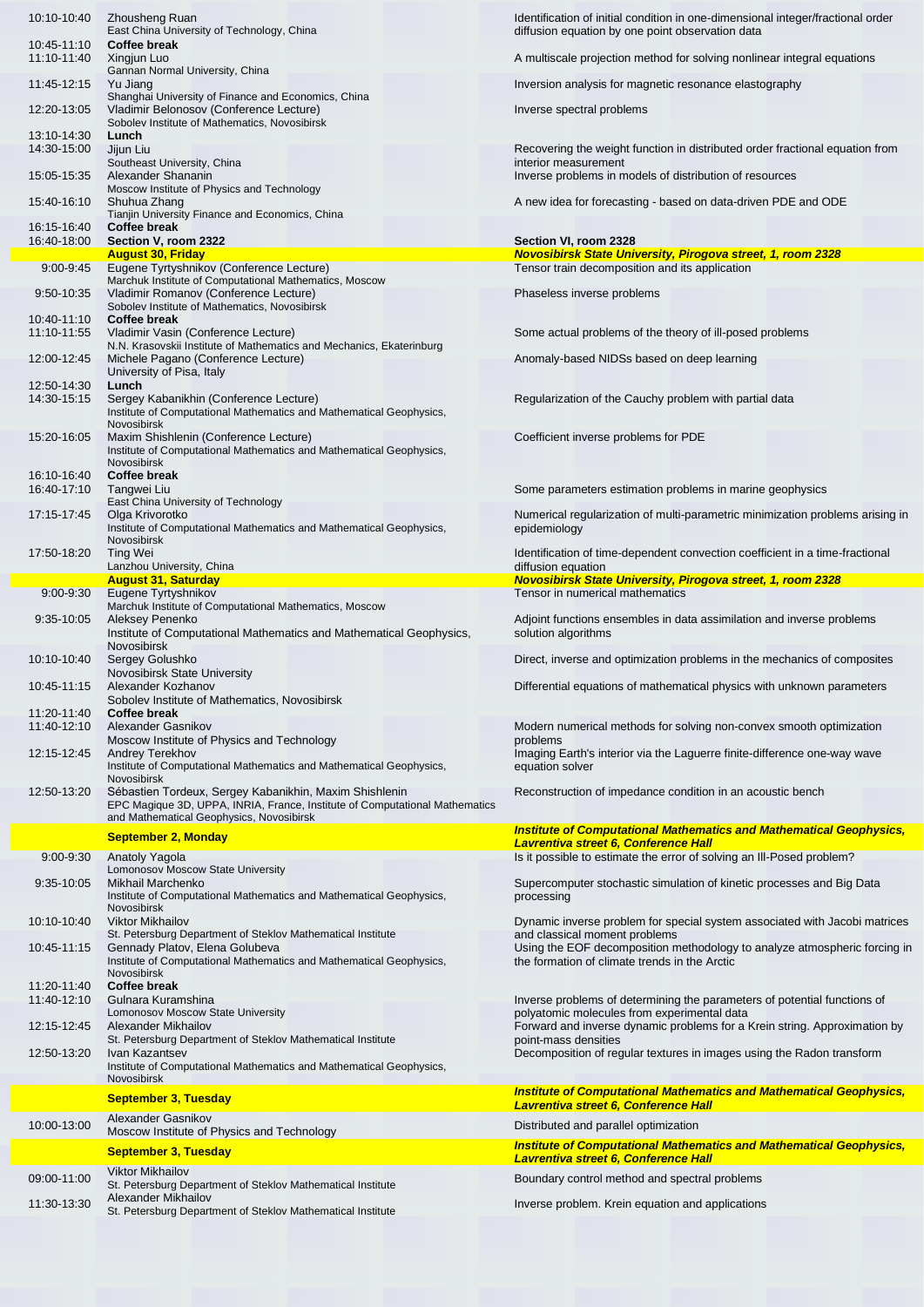| Time | Speaker | Title |
|---|---|---|
| 10:10-10:40 | Zhousheng Ruan<br>East China University of Technology, China | Identification of initial condition in one-dimensional integer/fractional order diffusion equation by one point observation data |
| 10:45-11:10 | **Coffee break** | |
| 11:10-11:40 | Xingjun Luo<br>Gannan Normal University, China | A multiscale projection method for solving nonlinear integral equations |
| 11:45-12:15 | Yu Jiang<br>Shanghai University of Finance and Economics, China | Inversion analysis for magnetic resonance elastography |
| 12:20-13:05 | Vladimir Belonosov (Conference Lecture)<br>Sobolev Institute of Mathematics, Novosibirsk | Inverse spectral problems |
| 13:10-14:30 | **Lunch** | |
| 14:30-15:00 | Jijun Liu<br>Southeast University, China | Recovering the weight function in distributed order fractional equation from interior measurement |
| 15:05-15:35 | Alexander Shananin<br>Moscow Institute of Physics and Technology | Inverse problems in models of distribution of resources |
| 15:40-16:10 | Shuhua Zhang<br>Tianjin University Finance and Economics, China | A new idea for forecasting - based on data-driven PDE and ODE |
| 16:15-16:40 | **Coffee break** | |
| 16:40-18:00 | **Section V, room 2322** | **Section VI, room 2328** |
| | **August 30, Friday** | ***Novosibirsk State University, Pirogova street, 1, room 2328*** |
| 9:00-9:45 | Eugene Tyrtyshnikov (Conference Lecture)<br>Marchuk Institute of Computational Mathematics, Moscow | Tensor train decomposition and its application |
| 9:50-10:35 | Vladimir Romanov (Conference Lecture)<br>Sobolev Institute of Mathematics, Novosibirsk | Phaseless inverse problems |
| 10:40-11:10 | **Coffee break** | |
| 11:10-11:55 | Vladimir Vasin (Conference Lecture)<br>N.N. Krasovskii Institute of Mathematics and Mechanics, Ekaterinburg | Some actual problems of the theory of ill-posed problems |
| 12:00-12:45 | Michele Pagano (Conference Lecture)<br>University of Pisa, Italy | Anomaly-based NIDSs based on deep learning |
| 12:50-14:30 | **Lunch** | |
| 14:30-15:15 | Sergey Kabanikhin (Conference Lecture)<br>Institute of Computational Mathematics and Mathematical Geophysics, Novosibirsk | Regularization of the Cauchy problem with partial data |
| 15:20-16:05 | Maxim Shishlenin (Conference Lecture)<br>Institute of Computational Mathematics and Mathematical Geophysics, Novosibirsk | Coefficient inverse problems for PDE |
| 16:10-16:40 | **Coffee break** | |
| 16:40-17:10 | Tangwei Liu<br>East China University of Technology | Some parameters estimation problems in marine geophysics |
| 17:15-17:45 | Olga Krivorotko<br>Institute of Computational Mathematics and Mathematical Geophysics, Novosibirsk | Numerical regularization of multi-parametric minimization problems arising in epidemiology |
| 17:50-18:20 | Ting Wei<br>Lanzhou University, China | Identification of time-dependent convection coefficient in a time-fractional diffusion equation |
| | **August 31, Saturday** | ***Novosibirsk State University, Pirogova street, 1, room 2328*** |
| 9:00-9:30 | Eugene Tyrtyshnikov<br>Marchuk Institute of Computational Mathematics, Moscow | Tensor in numerical mathematics |
| 9:35-10:05 | Aleksey Penenko<br>Institute of Computational Mathematics and Mathematical Geophysics, Novosibirsk | Adjoint functions ensembles in data assimilation and inverse problems solution algorithms |
| 10:10-10:40 | Sergey Golushko<br>Novosibirsk State University | Direct, inverse and optimization problems in the mechanics of composites |
| 10:45-11:15 | Alexander Kozhanov<br>Sobolev Institute of Mathematics, Novosibirsk | Differential equations of mathematical physics with unknown parameters |
| 11:20-11:40 | **Coffee break** | |
| 11:40-12:10 | Alexander Gasnikov<br>Moscow Institute of Physics and Technology | Modern numerical methods for solving non-convex smooth optimization problems |
| 12:15-12:45 | Andrey Terekhov<br>Institute of Computational Mathematics and Mathematical Geophysics, Novosibirsk | Imaging Earth's interior via the Laguerre finite-difference one-way wave equation solver |
| 12:50-13:20 | Sébastien Tordeux, Sergey Kabanikhin, Maxim Shishlenin<br>EPC Magique 3D, UPPA, INRIA, France, Institute of Computational Mathematics and Mathematical Geophysics, Novosibirsk | Reconstruction of impedance condition in an acoustic bench |
| | **September 2, Monday** | ***Institute of Computational Mathematics and Mathematical Geophysics, Lavrentiva street 6, Conference Hall*** |
| 9:00-9:30 | Anatoly Yagola<br>Lomonosov Moscow State University | Is it possible to estimate the error of solving an Ill-Posed problem? |
| 9:35-10:05 | Mikhail Marchenko<br>Institute of Computational Mathematics and Mathematical Geophysics, Novosibirsk | Supercomputer stochastic simulation of kinetic processes and Big Data processing |
| 10:10-10:40 | Viktor Mikhailov<br>St. Petersburg Department of Steklov Mathematical Institute | Dynamic inverse problem for special system associated with Jacobi matrices and classical moment problems |
| 10:45-11:15 | Gennady Platov, Elena Golubeva<br>Institute of Computational Mathematics and Mathematical Geophysics, Novosibirsk | Using the EOF decomposition methodology to analyze atmospheric forcing in the formation of climate trends in the Arctic |
| 11:20-11:40 | **Coffee break** | |
| 11:40-12:10 | Gulnara Kuramshina<br>Lomonosov Moscow State University | Inverse problems of determining the parameters of potential functions of polyatomic molecules from experimental data |
| 12:15-12:45 | Alexander Mikhailov<br>St. Petersburg Department of Steklov Mathematical Institute | Forward and inverse dynamic problems for a Krein string. Approximation by point-mass densities |
| 12:50-13:20 | Ivan Kazantsev<br>Institute of Computational Mathematics and Mathematical Geophysics, Novosibirsk | Decomposition of regular textures in images using the Radon transform |
| | **September 3, Tuesday** | ***Institute of Computational Mathematics and Mathematical Geophysics, Lavrentiva street 6, Conference Hall*** |
| 10:00-13:00 | Alexander Gasnikov<br>Moscow Institute of Physics and Technology | Distributed and parallel optimization |
| | **September 3, Tuesday** | ***Institute of Computational Mathematics and Mathematical Geophysics, Lavrentiva street 6, Conference Hall*** |
| 09:00-11:00 | Viktor Mikhailov<br>St. Petersburg Department of Steklov Mathematical Institute | Boundary control method and spectral problems |
| 11:30-13:30 | Alexander Mikhailov<br>St. Petersburg Department of Steklov Mathematical Institute | Inverse problem. Krein equation and applications |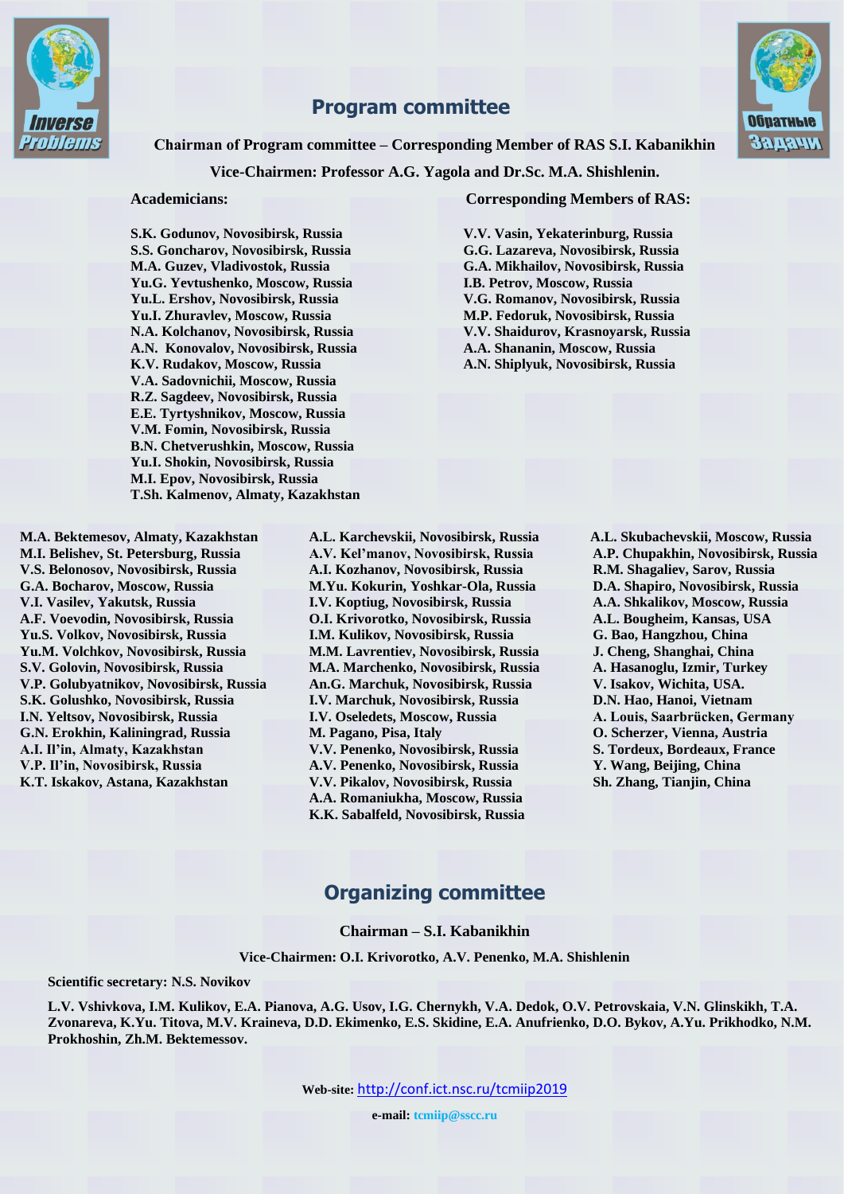## Program committee

**Chairman of Program committee – Corresponding Member of RAS S.I. Kabanikhin**

**Vice-Chairmen: Professor A.G. Yagola and Dr.Sc. M.A. Shishlenin.**

**Academicians:**

**S.K. Godunov, Novosibirsk, Russia**
**S.S. Goncharov, Novosibirsk, Russia**
**M.A. Guzev, Vladivostok, Russia**
**Yu.G. Yevtushenko, Moscow, Russia**
**Yu.L. Ershov, Novosibirsk, Russia**
**Yu.I. Zhuravlev, Moscow, Russia**
**N.A. Kolchanov, Novosibirsk, Russia**
**A.N. Konovalov, Novosibirsk, Russia**
**K.V. Rudakov, Moscow, Russia**
**V.A. Sadovnichii, Moscow, Russia**
**R.Z. Sagdeev, Novosibirsk, Russia**
**E.E. Tyrtyshnikov, Moscow, Russia**
**V.M. Fomin, Novosibirsk, Russia**
**B.N. Chetverushkin, Moscow, Russia**
**Yu.I. Shokin, Novosibirsk, Russia**
**M.I. Epov, Novosibirsk, Russia**
**T.Sh. Kalmenov, Almaty, Kazakhstan**

**Corresponding Members of RAS:**

**V.V. Vasin, Yekaterinburg, Russia**
**G.G. Lazareva, Novosibirsk, Russia**
**G.A. Mikhailov, Novosibirsk, Russia**
**I.B. Petrov, Moscow, Russia**
**V.G. Romanov, Novosibirsk, Russia**
**M.P. Fedoruk, Novosibirsk, Russia**
**V.V. Shaidurov, Krasnoyarsk, Russia**
**A.A. Shananin, Moscow, Russia**
**A.N. Shiplyuk, Novosibirsk, Russia**

**M.A. Bektemesov, Almaty, Kazakhstan**
**M.I. Belishev, St. Petersburg, Russia**
**V.S. Belonosov, Novosibirsk, Russia**
**G.A. Bocharov, Moscow, Russia**
**V.I. Vasilev, Yakutsk, Russia**
**A.F. Voevodin, Novosibirsk, Russia**
**Yu.S. Volkov, Novosibirsk, Russia**
**Yu.M. Volchkov, Novosibirsk, Russia**
**S.V. Golovin, Novosibirsk, Russia**
**V.P. Golubyatnikov, Novosibirsk, Russia**
**S.K. Golushko, Novosibirsk, Russia**
**I.N. Yeltsov, Novosibirsk, Russia**
**G.N. Erokhin, Kaliningrad, Russia**
**A.I. Il'in, Almaty, Kazakhstan**
**V.P. Il'in, Novosibirsk, Russia**
**K.T. Iskakov, Astana, Kazakhstan**
**A.L. Karchevskii, Novosibirsk, Russia**
**A.V. Kel'manov, Novosibirsk, Russia**
**A.I. Kozhanov, Novosibirsk, Russia**
**M.Yu. Kokurin, Yoshkar-Ola, Russia**
**I.V. Koptiug, Novosibirsk, Russia**
**O.I. Krivorotko, Novosibirsk, Russia**
**I.M. Kulikov, Novosibirsk, Russia**
**M.M. Lavrentiev, Novosibirsk, Russia**
**M.A. Marchenko, Novosibirsk, Russia**
**An.G. Marchuk, Novosibirsk, Russia**
**I.V. Marchuk, Novosibirsk, Russia**
**I.V. Oseledets, Moscow, Russia**
**M. Pagano, Pisa, Italy**
**V.V. Penenko, Novosibirsk, Russia**
**A.V. Penenko, Novosibirsk, Russia**
**V.V. Pikalov, Novosibirsk, Russia**
**A.A. Romaniukha, Moscow, Russia**
**K.K. Sabalfeld, Novosibirsk, Russia**
**A.L. Skubachevskii, Moscow, Russia**
**A.P. Chupakhin, Novosibirsk, Russia**
**R.M. Shagaliev, Sarov, Russia**
**D.A. Shapiro, Novosibirsk, Russia**
**A.A. Shkalikov, Moscow, Russia**
**A.L. Bougheim, Kansas, USA**
**G. Bao, Hangzhou, China**
**J. Cheng, Shanghai, China**
**A. Hasanoglu, Izmir, Turkey**
**V. Isakov, Wichita, USA.**
**D.N. Hao, Hanoi, Vietnam**
**A. Louis, Saarbrücken, Germany**
**O. Scherzer, Vienna, Austria**
**S. Tordeux, Bordeaux, France**
**Y. Wang, Beijing, China**
**Sh. Zhang, Tianjin, China**

## Organizing committee

**Chairman – S.I. Kabanikhin**

**Vice-Chairmen: O.I. Krivorotko, A.V. Penenko, M.A. Shishlenin**

**Scientific secretary: N.S. Novikov**

**L.V. Vshivkova, I.M. Kulikov, E.A. Pianova, A.G. Usov, I.G. Chernykh, V.A. Dedok, O.V. Petrovskaia, V.N. Glinskikh, T.A. Zvonareva, K.Yu. Titova, M.V. Kraineva, D.D. Ekimenko, E.S. Skidine, E.A. Anufrienko, D.O. Bykov, A.Yu. Prikhodko, N.M. Prokhoshin, Zh.M. Bektemessov.**

**Web-site:** http://conf.ict.nsc.ru/tcmiip2019

**e-mail:** tcmiip@sscc.ru